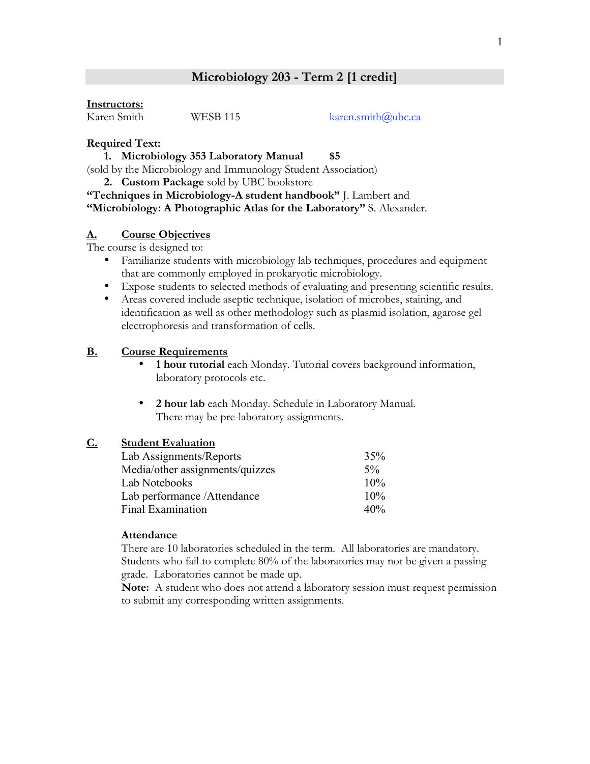# Microbiology 203 - Term 2 [1 credit]

**Instructors:**

Karen Smith WESB 115 karen.smith@ubc.ca

**Required Text:**

1. **Microbiology 353 Laboratory Manual** **$5**

(sold by the Microbiology and Immunology Student Association)

2. **Custom Package** sold by UBC bookstore

**"Techniques in Microbiology-A student handbook"** J. Lambert and **"Microbiology: A Photographic Atlas for the Laboratory"** S. Alexander.

## A. Course Objectives

The course is designed to:

- Familiarize students with microbiology lab techniques, procedures and equipment that are commonly employed in prokaryotic microbiology.
- Expose students to selected methods of evaluating and presenting scientific results.
- Areas covered include aseptic technique, isolation of microbes, staining, and identification as well as other methodology such as plasmid isolation, agarose gel electrophoresis and transformation of cells.

## B. Course Requirements

- **1 hour tutorial** each Monday. Tutorial covers background information, laboratory protocols etc.
- **2 hour lab** each Monday. Schedule in Laboratory Manual. There may be pre-laboratory assignments.

## C. Student Evaluation

| Component | Weight |
|---|---|
| Lab Assignments/Reports | 35% |
| Media/other assignments/quizzes | 5% |
| Lab Notebooks | 10% |
| Lab performance /Attendance | 10% |
| Final Examination | 40% |

**Attendance**

There are 10 laboratories scheduled in the term. All laboratories are mandatory. Students who fail to complete 80% of the laboratories may not be given a passing grade. Laboratories cannot be made up.

**Note:** A student who does not attend a laboratory session must request permission to submit any corresponding written assignments.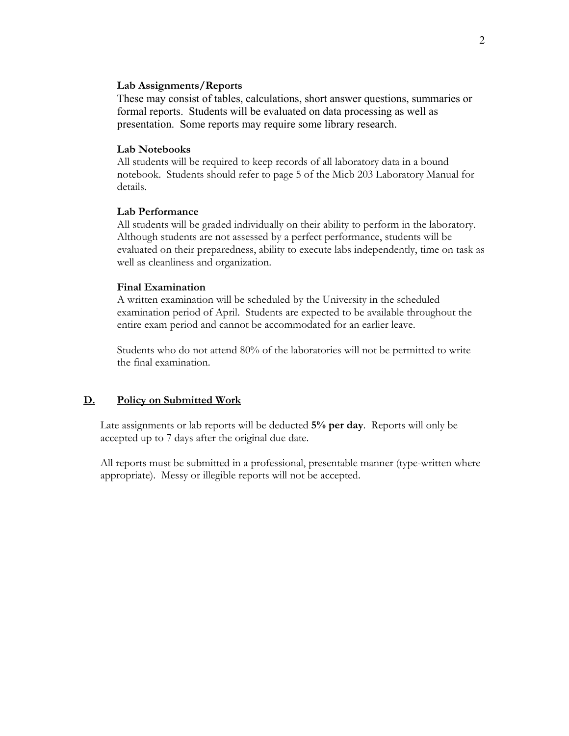**Lab Assignments/Reports**

These may consist of tables, calculations, short answer questions, summaries or formal reports. Students will be evaluated on data processing as well as presentation. Some reports may require some library research.

**Lab Notebooks**

All students will be required to keep records of all laboratory data in a bound notebook. Students should refer to page 5 of the Micb 203 Laboratory Manual for details.

**Lab Performance**

All students will be graded individually on their ability to perform in the laboratory. Although students are not assessed by a perfect performance, students will be evaluated on their preparedness, ability to execute labs independently, time on task as well as cleanliness and organization.

**Final Examination**

A written examination will be scheduled by the University in the scheduled examination period of April. Students are expected to be available throughout the entire exam period and cannot be accommodated for an earlier leave.

Students who do not attend 80% of the laboratories will not be permitted to write the final examination.

## D. Policy on Submitted Work

Late assignments or lab reports will be deducted **5% per day**. Reports will only be accepted up to 7 days after the original due date.

All reports must be submitted in a professional, presentable manner (type-written where appropriate). Messy or illegible reports will not be accepted.